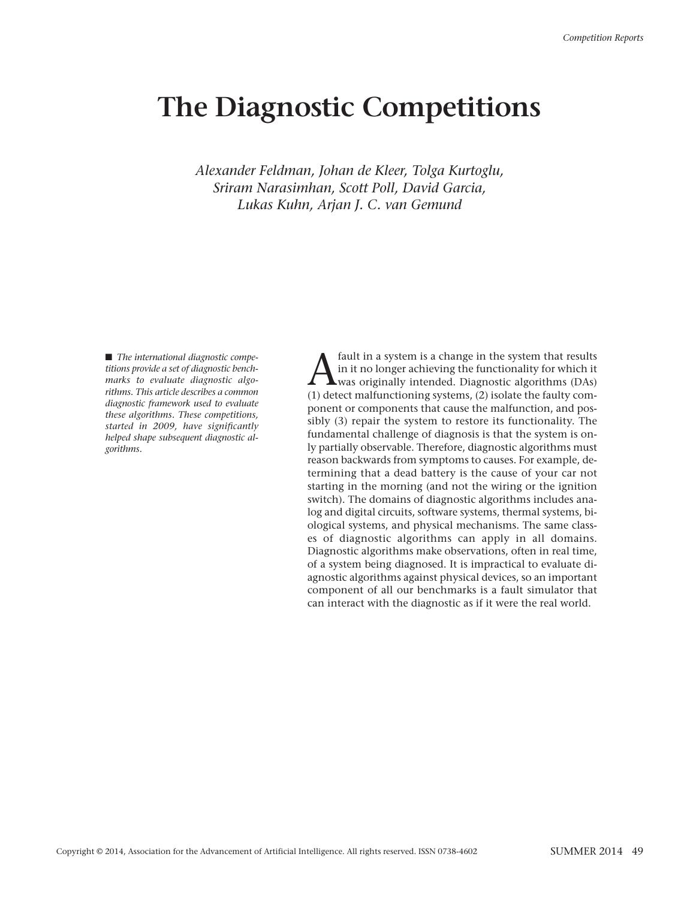# The Diagnostic Competitions

*Alexander Feldman, Johan de Kleer, Tolga Kurtoglu, Sriram Narasimhan, Scott Poll, David Garcia, Lukas Kuhn, Arjan J. C. van Gemund*

■ *The international diagnostic competitions provide a set of diagnostic benchmarks to evaluate diagnostic algorithms. This article describes a common diagnostic framework used to evaluate these algorithms. These competitions, started in 2009, have significantly helped shape subsequent diagnostic algorithms.*

A fault in a system is a change in the system that results in it no longer achieving the functionality for which it was originally intended. Diagnostic algorithms (DAs) (1) detect malfunctioning systems, (2) isolate the faulty component or components that cause the malfunction, and possibly (3) repair the system to restore its functionality. The fundamental challenge of diagnosis is that the system is only partially observable. Therefore, diagnostic algorithms must reason backwards from symptoms to causes. For example, determining that a dead battery is the cause of your car not starting in the morning (and not the wiring or the ignition switch). The domains of diagnostic algorithms includes analog and digital circuits, software systems, thermal systems, biological systems, and physical mechanisms. The same classes of diagnostic algorithms can apply in all domains. Diagnostic algorithms make observations, often in real time, of a system being diagnosed. It is impractical to evaluate diagnostic algorithms against physical devices, so an important component of all our benchmarks is a fault simulator that can interact with the diagnostic as if it were the real world.

Copyright © 2014, Association for the Advancement of Artificial Intelligence. All rights reserved. ISSN 0738-4602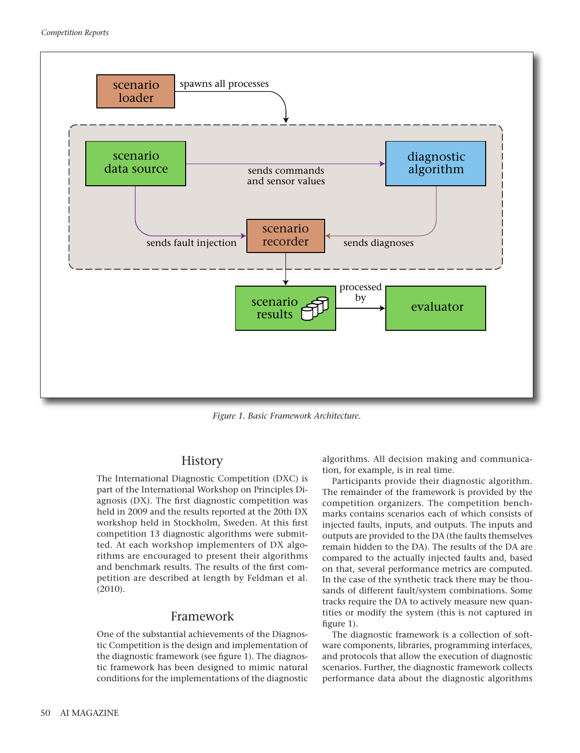Figure 1. Basic Framework Architecture.

## History

The International Diagnostic Competition (DXC) is part of the International Workshop on Principles Diagnosis (DX). The first diagnostic competition was held in 2009 and the results reported at the 20th DX workshop held in Stockholm, Sweden. At this first competition 13 diagnostic algorithms were submitted. At each workshop implementers of DX algorithms are encouraged to present their algorithms and benchmark results. The results of the first competition are described at length by Feldman et al. (2010).

## Framework

One of the substantial achievements of the Diagnostic Competition is the design and implementation of the diagnostic framework (see figure 1). The diagnostic framework has been designed to mimic natural conditions for the implementations of the diagnostic algorithms. All decision making and communication, for example, is in real time.

Participants provide their diagnostic algorithm. The remainder of the framework is provided by the competition organizers. The competition benchmarks contains scenarios each of which consists of injected faults, inputs, and outputs. The inputs and outputs are provided to the DA (the faults themselves remain hidden to the DA). The results of the DA are compared to the actually injected faults and, based on that, several performance metrics are computed. In the case of the synthetic track there may be thousands of different fault/system combinations. Some tracks require the DA to actively measure new quantities or modify the system (this is not captured in figure 1).

The diagnostic framework is a collection of software components, libraries, programming interfaces, and protocols that allow the execution of diagnostic scenarios. Further, the diagnostic framework collects performance data about the diagnostic algorithms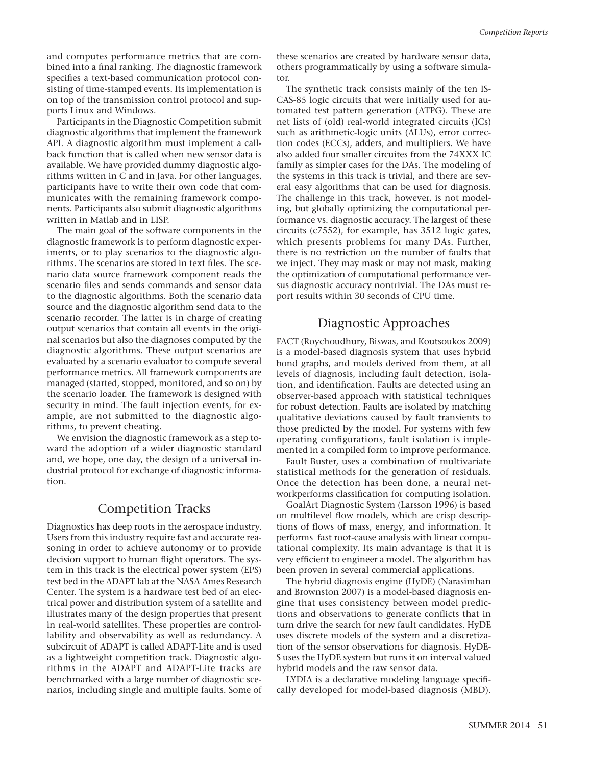and computes performance metrics that are combined into a final ranking. The diagnostic framework specifies a text-based communication protocol consisting of time-stamped events. Its implementation is on top of the transmission control protocol and supports Linux and Windows.

Participants in the Diagnostic Competition submit diagnostic algorithms that implement the framework API. A diagnostic algorithm must implement a callback function that is called when new sensor data is available. We have provided dummy diagnostic algorithms written in C and in Java. For other languages, participants have to write their own code that communicates with the remaining framework components. Participants also submit diagnostic algorithms written in Matlab and in LISP.

The main goal of the software components in the diagnostic framework is to perform diagnostic experiments, or to play scenarios to the diagnostic algorithms. The scenarios are stored in text files. The scenario data source framework component reads the scenario files and sends commands and sensor data to the diagnostic algorithms. Both the scenario data source and the diagnostic algorithm send data to the scenario recorder. The latter is in charge of creating output scenarios that contain all events in the original scenarios but also the diagnoses computed by the diagnostic algorithms. These output scenarios are evaluated by a scenario evaluator to compute several performance metrics. All framework components are managed (started, stopped, monitored, and so on) by the scenario loader. The framework is designed with security in mind. The fault injection events, for example, are not submitted to the diagnostic algorithms, to prevent cheating.

We envision the diagnostic framework as a step toward the adoption of a wider diagnostic standard and, we hope, one day, the design of a universal industrial protocol for exchange of diagnostic information.

## Competition Tracks

Diagnostics has deep roots in the aerospace industry. Users from this industry require fast and accurate reasoning in order to achieve autonomy or to provide decision support to human flight operators. The system in this track is the electrical power system (EPS) test bed in the ADAPT lab at the NASA Ames Research Center. The system is a hardware test bed of an electrical power and distribution system of a satellite and illustrates many of the design properties that present in real-world satellites. These properties are controllability and observability as well as redundancy. A subcircuit of ADAPT is called ADAPT-Lite and is used as a lightweight competition track. Diagnostic algorithms in the ADAPT and ADAPT-Lite tracks are benchmarked with a large number of diagnostic scenarios, including single and multiple faults. Some of these scenarios are created by hardware sensor data, others programmatically by using a software simulator.

The synthetic track consists mainly of the ten ISCAS-85 logic circuits that were initially used for automated test pattern generation (ATPG). These are net lists of (old) real-world integrated circuits (ICs) such as arithmetic-logic units (ALUs), error correction codes (ECCs), adders, and multipliers. We have also added four smaller circuites from the 74XXX IC family as simpler cases for the DAs. The modeling of the systems in this track is trivial, and there are several easy algorithms that can be used for diagnosis. The challenge in this track, however, is not modeling, but globally optimizing the computational performance vs. diagnostic accuracy. The largest of these circuits (c7552), for example, has 3512 logic gates, which presents problems for many DAs. Further, there is no restriction on the number of faults that we inject. They may mask or may not mask, making the optimization of computational performance versus diagnostic accuracy nontrivial. The DAs must report results within 30 seconds of CPU time.

## Diagnostic Approaches

FACT (Roychoudhury, Biswas, and Koutsoukos 2009) is a model-based diagnosis system that uses hybrid bond graphs, and models derived from them, at all levels of diagnosis, including fault detection, isolation, and identification. Faults are detected using an observer-based approach with statistical techniques for robust detection. Faults are isolated by matching qualitative deviations caused by fault transients to those predicted by the model. For systems with few operating configurations, fault isolation is implemented in a compiled form to improve performance.

Fault Buster, uses a combination of multivariate statistical methods for the generation of residuals. Once the detection has been done, a neural networkperforms classification for computing isolation.

GoalArt Diagnostic System (Larsson 1996) is based on multilevel flow models, which are crisp descriptions of flows of mass, energy, and information. It performs fast root-cause analysis with linear computational complexity. Its main advantage is that it is very efficient to engineer a model. The algorithm has been proven in several commercial applications.

The hybrid diagnosis engine (HyDE) (Narasimhan and Brownston 2007) is a model-based diagnosis engine that uses consistency between model predictions and observations to generate conflicts that in turn drive the search for new fault candidates. HyDE uses discrete models of the system and a discretization of the sensor observations for diagnosis. HyDE-S uses the HyDE system but runs it on interval valued hybrid models and the raw sensor data.

LYDIA is a declarative modeling language specifically developed for model-based diagnosis (MBD).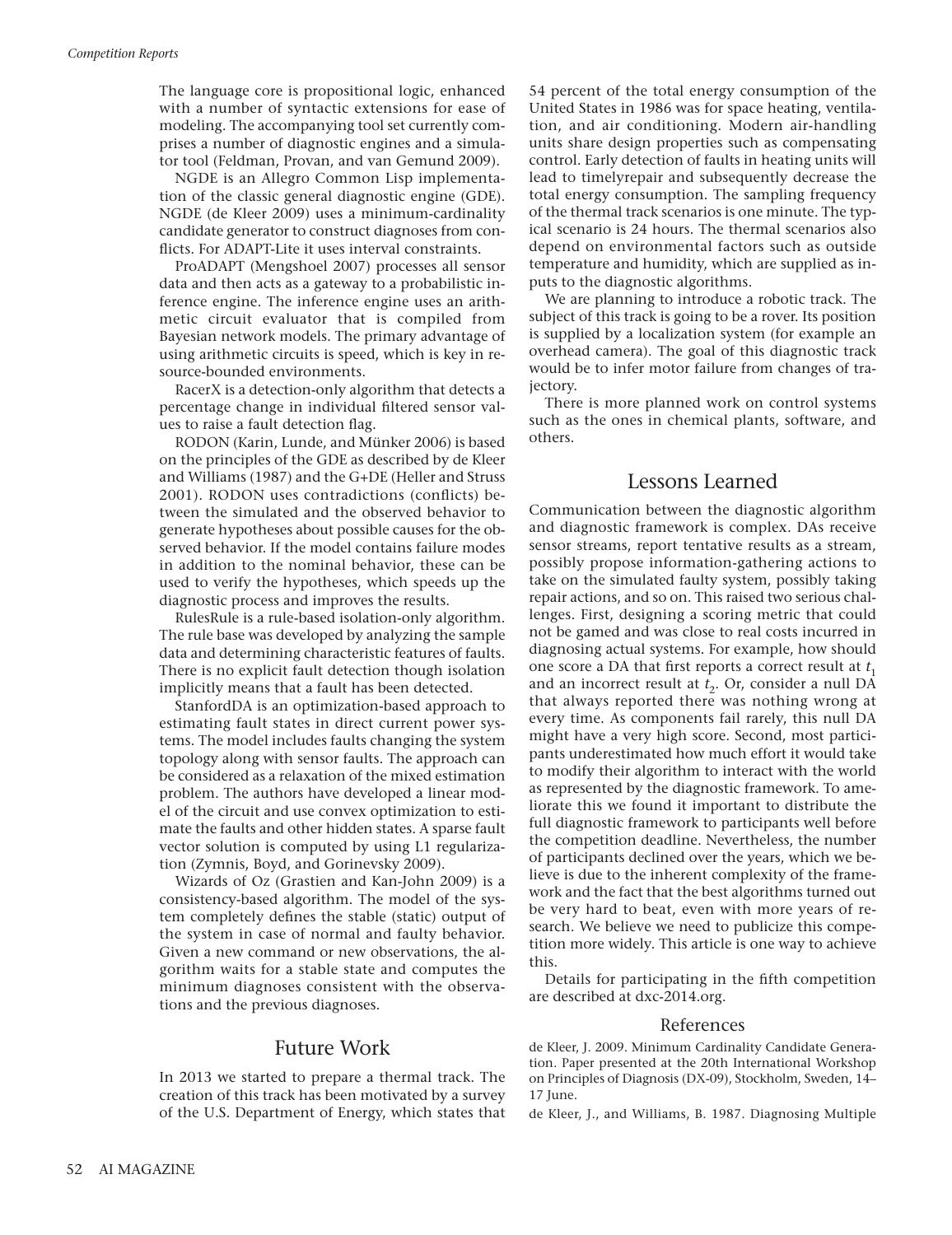The language core is propositional logic, enhanced with a number of syntactic extensions for ease of modeling. The accompanying tool set currently comprises a number of diagnostic engines and a simulator tool (Feldman, Provan, and van Gemund 2009).

NGDE is an Allegro Common Lisp implementation of the classic general diagnostic engine (GDE). NGDE (de Kleer 2009) uses a minimum-cardinality candidate generator to construct diagnoses from conflicts. For ADAPT-Lite it uses interval constraints.

ProADAPT (Mengshoel 2007) processes all sensor data and then acts as a gateway to a probabilistic inference engine. The inference engine uses an arithmetic circuit evaluator that is compiled from Bayesian network models. The primary advantage of using arithmetic circuits is speed, which is key in resource-bounded environments.

RacerX is a detection-only algorithm that detects a percentage change in individual filtered sensor values to raise a fault detection flag.

RODON (Karin, Lunde, and Münker 2006) is based on the principles of the GDE as described by de Kleer and Williams (1987) and the G+DE (Heller and Struss 2001). RODON uses contradictions (conflicts) between the simulated and the observed behavior to generate hypotheses about possible causes for the observed behavior. If the model contains failure modes in addition to the nominal behavior, these can be used to verify the hypotheses, which speeds up the diagnostic process and improves the results.

RulesRule is a rule-based isolation-only algorithm. The rule base was developed by analyzing the sample data and determining characteristic features of faults. There is no explicit fault detection though isolation implicitly means that a fault has been detected.

StanfordDA is an optimization-based approach to estimating fault states in direct current power systems. The model includes faults changing the system topology along with sensor faults. The approach can be considered as a relaxation of the mixed estimation problem. The authors have developed a linear model of the circuit and use convex optimization to estimate the faults and other hidden states. A sparse fault vector solution is computed by using L1 regularization (Zymnis, Boyd, and Gorinevsky 2009).

Wizards of Oz (Grastien and Kan-John 2009) is a consistency-based algorithm. The model of the system completely defines the stable (static) output of the system in case of normal and faulty behavior. Given a new command or new observations, the algorithm waits for a stable state and computes the minimum diagnoses consistent with the observations and the previous diagnoses.

## Future Work

In 2013 we started to prepare a thermal track. The creation of this track has been motivated by a survey of the U.S. Department of Energy, which states that 54 percent of the total energy consumption of the United States in 1986 was for space heating, ventilation, and air conditioning. Modern air-handling units share design properties such as compensating control. Early detection of faults in heating units will lead to timelyrepair and subsequently decrease the total energy consumption. The sampling frequency of the thermal track scenarios is one minute. The typical scenario is 24 hours. The thermal scenarios also depend on environmental factors such as outside temperature and humidity, which are supplied as inputs to the diagnostic algorithms.

We are planning to introduce a robotic track. The subject of this track is going to be a rover. Its position is supplied by a localization system (for example an overhead camera). The goal of this diagnostic track would be to infer motor failure from changes of trajectory.

There is more planned work on control systems such as the ones in chemical plants, software, and others.

## Lessons Learned

Communication between the diagnostic algorithm and diagnostic framework is complex. DAs receive sensor streams, report tentative results as a stream, possibly propose information-gathering actions to take on the simulated faulty system, possibly taking repair actions, and so on. This raised two serious challenges. First, designing a scoring metric that could not be gamed and was close to real costs incurred in diagnosing actual systems. For example, how should one score a DA that first reports a correct result at $t_1$ and an incorrect result at $t_2$. Or, consider a null DA that always reported there was nothing wrong at every time. As components fail rarely, this null DA might have a very high score. Second, most participants underestimated how much effort it would take to modify their algorithm to interact with the world as represented by the diagnostic framework. To ameliorate this we found it important to distribute the full diagnostic framework to participants well before the competition deadline. Nevertheless, the number of participants declined over the years, which we believe is due to the inherent complexity of the framework and the fact that the best algorithms turned out be very hard to beat, even with more years of research. We believe we need to publicize this competition more widely. This article is one way to achieve this.

Details for participating in the fifth competition are described at dxc-2014.org.

## References

de Kleer, J. 2009. Minimum Cardinality Candidate Generation. Paper presented at the 20th International Workshop on Principles of Diagnosis (DX-09), Stockholm, Sweden, 14–17 June.

de Kleer, J., and Williams, B. 1987. Diagnosing Multiple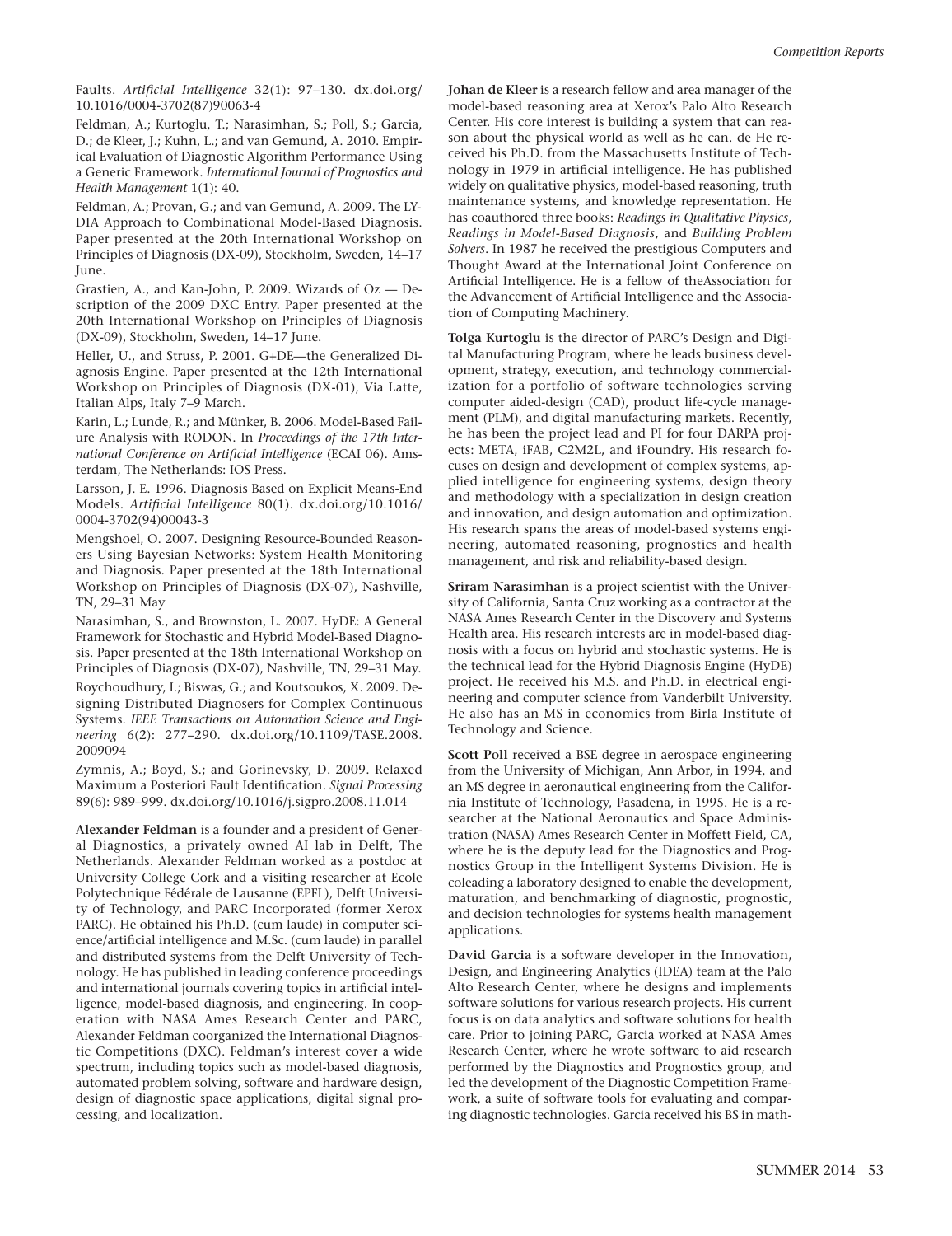Faults. *Artificial Intelligence* 32(1): 97–130. dx.doi.org/10.1016/0004-3702(87)90063-4

Feldman, A.; Kurtoglu, T.; Narasimhan, S.; Poll, S.; Garcia, D.; de Kleer, J.; Kuhn, L.; and van Gemund, A. 2010. Empirical Evaluation of Diagnostic Algorithm Performance Using a Generic Framework. *International Journal of Prognostics and Health Management* 1(1): 40.

Feldman, A.; Provan, G.; and van Gemund, A. 2009. The LYDIA Approach to Combinational Model-Based Diagnosis. Paper presented at the 20th International Workshop on Principles of Diagnosis (DX-09), Stockholm, Sweden, 14–17 June.

Grastien, A., and Kan-John, P. 2009. Wizards of Oz — Description of the 2009 DXC Entry. Paper presented at the 20th International Workshop on Principles of Diagnosis (DX-09), Stockholm, Sweden, 14–17 June.

Heller, U., and Struss, P. 2001. G+DE—the Generalized Diagnosis Engine. Paper presented at the 12th International Workshop on Principles of Diagnosis (DX-01), Via Latte, Italian Alps, Italy 7–9 March.

Karin, L.; Lunde, R.; and Münker, B. 2006. Model-Based Failure Analysis with RODON. In *Proceedings of the 17th International Conference on Artificial Intelligence* (ECAI 06). Amsterdam, The Netherlands: IOS Press.

Larsson, J. E. 1996. Diagnosis Based on Explicit Means-End Models. *Artificial Intelligence* 80(1). dx.doi.org/10.1016/0004-3702(94)00043-3

Mengshoel, O. 2007. Designing Resource-Bounded Reasoners Using Bayesian Networks: System Health Monitoring and Diagnosis. Paper presented at the 18th International Workshop on Principles of Diagnosis (DX-07), Nashville, TN, 29–31 May

Narasimhan, S., and Brownston, L. 2007. HyDE: A General Framework for Stochastic and Hybrid Model-Based Diagnosis. Paper presented at the 18th International Workshop on Principles of Diagnosis (DX-07), Nashville, TN, 29–31 May.

Roychoudhury, I.; Biswas, G.; and Koutsoukos, X. 2009. Designing Distributed Diagnosers for Complex Continuous Systems. *IEEE Transactions on Automation Science and Engineering* 6(2): 277–290. dx.doi.org/10.1109/TASE.2008.2009094

Zymnis, A.; Boyd, S.; and Gorinevsky, D. 2009. Relaxed Maximum a Posteriori Fault Identification. *Signal Processing* 89(6): 989–999. dx.doi.org/10.1016/j.sigpro.2008.11.014

**Alexander Feldman** is a founder and a president of General Diagnostics, a privately owned AI lab in Delft, The Netherlands. Alexander Feldman worked as a postdoc at University College Cork and a visiting researcher at Ecole Polytechnique Fédérale de Lausanne (EPFL), Delft University of Technology, and PARC Incorporated (former Xerox PARC). He obtained his Ph.D. (cum laude) in computer science/artificial intelligence and M.Sc. (cum laude) in parallel and distributed systems from the Delft University of Technology. He has published in leading conference proceedings and international journals covering topics in artificial intelligence, model-based diagnosis, and engineering. In cooperation with NASA Ames Research Center and PARC, Alexander Feldman coorganized the International Diagnostic Competitions (DXC). Feldman's interest cover a wide spectrum, including topics such as model-based diagnosis, automated problem solving, software and hardware design, design of diagnostic space applications, digital signal processing, and localization.

**Johan de Kleer** is a research fellow and area manager of the model-based reasoning area at Xerox's Palo Alto Research Center. His core interest is building a system that can reason about the physical world as well as he can. de He received his Ph.D. from the Massachusetts Institute of Technology in 1979 in artificial intelligence. He has published widely on qualitative physics, model-based reasoning, truth maintenance systems, and knowledge representation. He has coauthored three books: *Readings in Qualitative Physics*, *Readings in Model-Based Diagnosis*, and *Building Problem Solvers*. In 1987 he received the prestigious Computers and Thought Award at the International Joint Conference on Artificial Intelligence. He is a fellow of theAssociation for the Advancement of Artificial Intelligence and the Association of Computing Machinery.

**Tolga Kurtoglu** is the director of PARC's Design and Digital Manufacturing Program, where he leads business development, strategy, execution, and technology commercialization for a portfolio of software technologies serving computer aided-design (CAD), product life-cycle management (PLM), and digital manufacturing markets. Recently, he has been the project lead and PI for four DARPA projects: META, iFAB, C2M2L, and iFoundry. His research focuses on design and development of complex systems, applied intelligence for engineering systems, design theory and methodology with a specialization in design creation and innovation, and design automation and optimization. His research spans the areas of model-based systems engineering, automated reasoning, prognostics and health management, and risk and reliability-based design.

**Sriram Narasimhan** is a project scientist with the University of California, Santa Cruz working as a contractor at the NASA Ames Research Center in the Discovery and Systems Health area. His research interests are in model-based diagnosis with a focus on hybrid and stochastic systems. He is the technical lead for the Hybrid Diagnosis Engine (HyDE) project. He received his M.S. and Ph.D. in electrical engineering and computer science from Vanderbilt University. He also has an MS in economics from Birla Institute of Technology and Science.

**Scott Poll** received a BSE degree in aerospace engineering from the University of Michigan, Ann Arbor, in 1994, and an MS degree in aeronautical engineering from the California Institute of Technology, Pasadena, in 1995. He is a researcher at the National Aeronautics and Space Administration (NASA) Ames Research Center in Moffett Field, CA, where he is the deputy lead for the Diagnostics and Prognostics Group in the Intelligent Systems Division. He is coleading a laboratory designed to enable the development, maturation, and benchmarking of diagnostic, prognostic, and decision technologies for systems health management applications.

**David Garcia** is a software developer in the Innovation, Design, and Engineering Analytics (IDEA) team at the Palo Alto Research Center, where he designs and implements software solutions for various research projects. His current focus is on data analytics and software solutions for health care. Prior to joining PARC, Garcia worked at NASA Ames Research Center, where he wrote software to aid research performed by the Diagnostics and Prognostics group, and led the development of the Diagnostic Competition Framework, a suite of software tools for evaluating and comparing diagnostic technologies. Garcia received his BS in math-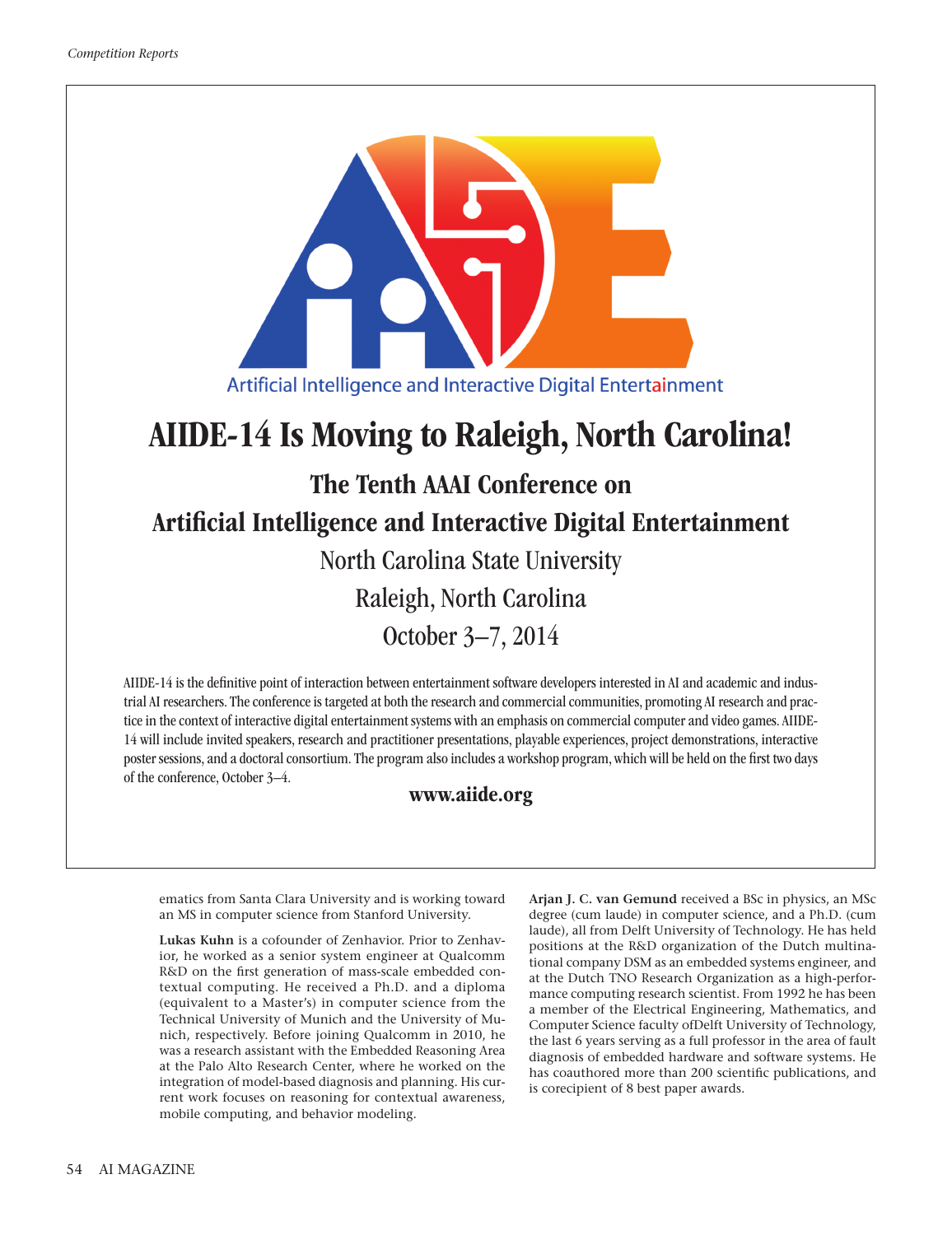Artificial Intelligence and Interactive Digital Entertainment

# AIIDE-14 Is Moving to Raleigh, North Carolina!

## The Tenth AAAI Conference on Artificial Intelligence and Interactive Digital Entertainment

North Carolina State University

Raleigh, North Carolina

October 3–7, 2014

AIIDE-14 is the definitive point of interaction between entertainment software developers interested in AI and academic and industrial AI researchers. The conference is targeted at both the research and commercial communities, promoting AI research and practice in the context of interactive digital entertainment systems with an emphasis on commercial computer and video games. AIIDE-14 will include invited speakers, research and practitioner presentations, playable experiences, project demonstrations, interactive poster sessions, and a doctoral consortium. The program also includes a workshop program, which will be held on the first two days of the conference, October 3–4.

**www.aiide.org**

ematics from Santa Clara University and is working toward an MS in computer science from Stanford University.

**Lukas Kuhn** is a cofounder of Zenhavior. Prior to Zenhavior, he worked as a senior system engineer at Qualcomm R&D on the first generation of mass-scale embedded contextual computing. He received a Ph.D. and a diploma (equivalent to a Master's) in computer science from the Technical University of Munich and the University of Munich, respectively. Before joining Qualcomm in 2010, he was a research assistant with the Embedded Reasoning Area at the Palo Alto Research Center, where he worked on the integration of model-based diagnosis and planning. His current work focuses on reasoning for contextual awareness, mobile computing, and behavior modeling.

**Arjan J. C. van Gemund** received a BSc in physics, an MSc degree (cum laude) in computer science, and a Ph.D. (cum laude), all from Delft University of Technology. He has held positions at the R&D organization of the Dutch multinational company DSM as an embedded systems engineer, and at the Dutch TNO Research Organization as a high-performance computing research scientist. From 1992 he has been a member of the Electrical Engineering, Mathematics, and Computer Science faculty ofDelft University of Technology, the last 6 years serving as a full professor in the area of fault diagnosis of embedded hardware and software systems. He has coauthored more than 200 scientific publications, and is corecipient of 8 best paper awards.